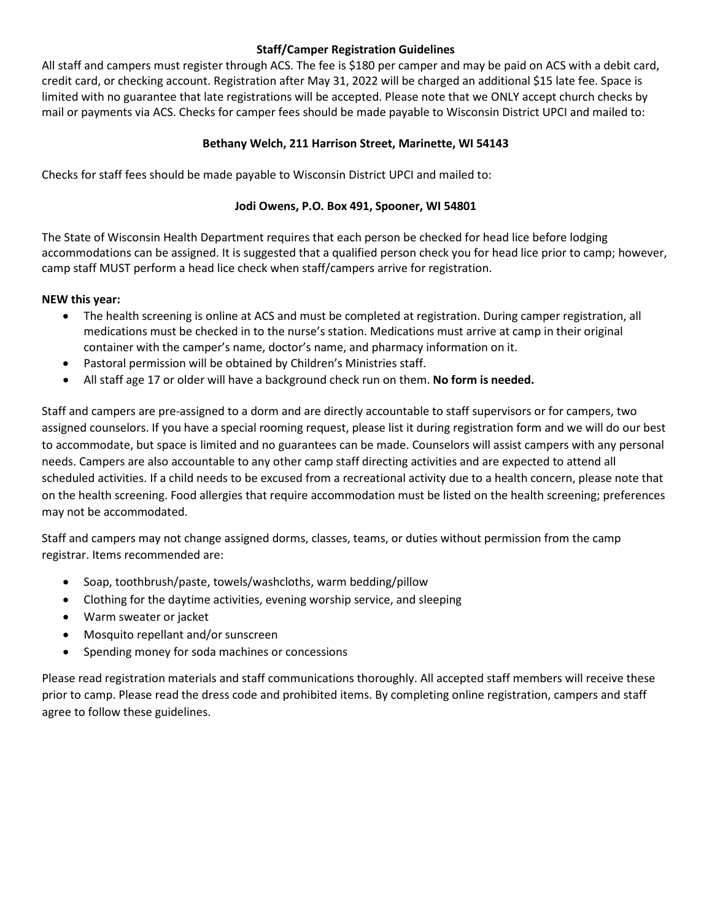## Staff/Camper Registration Guidelines

All staff and campers must register through ACS. The fee is $180 per camper and may be paid on ACS with a debit card, credit card, or checking account. Registration after May 31, 2022 will be charged an additional $15 late fee. Space is limited with no guarantee that late registrations will be accepted. Please note that we ONLY accept church checks by mail or payments via ACS. Checks for camper fees should be made payable to Wisconsin District UPCI and mailed to:

**Bethany Welch, 211 Harrison Street, Marinette, WI 54143**

Checks for staff fees should be made payable to Wisconsin District UPCI and mailed to:

**Jodi Owens, P.O. Box 491, Spooner, WI 54801**

The State of Wisconsin Health Department requires that each person be checked for head lice before lodging accommodations can be assigned. It is suggested that a qualified person check you for head lice prior to camp; however, camp staff MUST perform a head lice check when staff/campers arrive for registration.

**NEW this year:**

- The health screening is online at ACS and must be completed at registration. During camper registration, all medications must be checked in to the nurse's station. Medications must arrive at camp in their original container with the camper's name, doctor's name, and pharmacy information on it.
- Pastoral permission will be obtained by Children's Ministries staff.
- All staff age 17 or older will have a background check run on them. **No form is needed.**

Staff and campers are pre-assigned to a dorm and are directly accountable to staff supervisors or for campers, two assigned counselors. If you have a special rooming request, please list it during registration form and we will do our best to accommodate, but space is limited and no guarantees can be made. Counselors will assist campers with any personal needs. Campers are also accountable to any other camp staff directing activities and are expected to attend all scheduled activities. If a child needs to be excused from a recreational activity due to a health concern, please note that on the health screening. Food allergies that require accommodation must be listed on the health screening; preferences may not be accommodated.

Staff and campers may not change assigned dorms, classes, teams, or duties without permission from the camp registrar. Items recommended are:

- Soap, toothbrush/paste, towels/washcloths, warm bedding/pillow
- Clothing for the daytime activities, evening worship service, and sleeping
- Warm sweater or jacket
- Mosquito repellant and/or sunscreen
- Spending money for soda machines or concessions

Please read registration materials and staff communications thoroughly. All accepted staff members will receive these prior to camp. Please read the dress code and prohibited items. By completing online registration, campers and staff agree to follow these guidelines.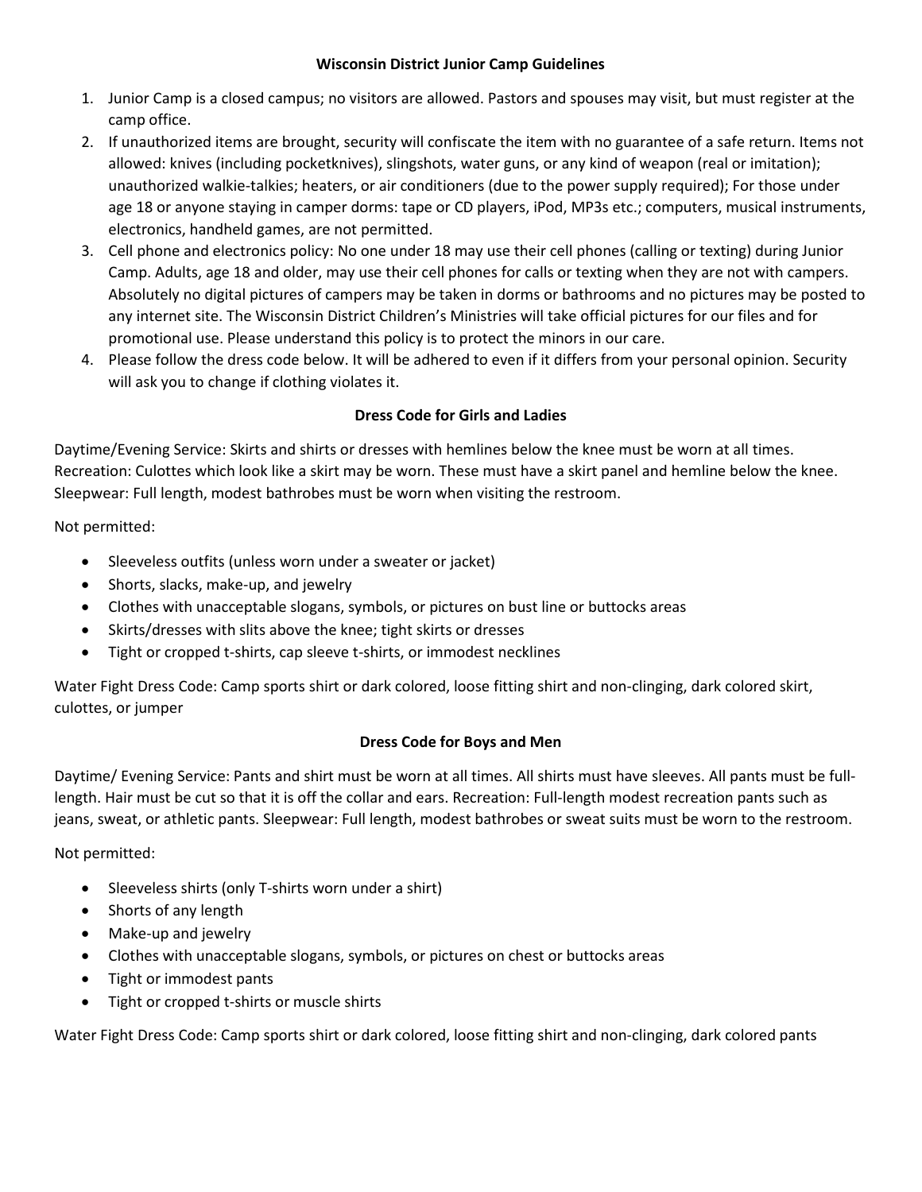## Wisconsin District Junior Camp Guidelines

1. Junior Camp is a closed campus; no visitors are allowed. Pastors and spouses may visit, but must register at the camp office.
2. If unauthorized items are brought, security will confiscate the item with no guarantee of a safe return. Items not allowed: knives (including pocketknives), slingshots, water guns, or any kind of weapon (real or imitation); unauthorized walkie-talkies; heaters, or air conditioners (due to the power supply required); For those under age 18 or anyone staying in camper dorms: tape or CD players, iPod, MP3s etc.; computers, musical instruments, electronics, handheld games, are not permitted.
3. Cell phone and electronics policy: No one under 18 may use their cell phones (calling or texting) during Junior Camp. Adults, age 18 and older, may use their cell phones for calls or texting when they are not with campers. Absolutely no digital pictures of campers may be taken in dorms or bathrooms and no pictures may be posted to any internet site. The Wisconsin District Children's Ministries will take official pictures for our files and for promotional use. Please understand this policy is to protect the minors in our care.
4. Please follow the dress code below. It will be adhered to even if it differs from your personal opinion. Security will ask you to change if clothing violates it.

### Dress Code for Girls and Ladies

Daytime/Evening Service: Skirts and shirts or dresses with hemlines below the knee must be worn at all times. Recreation: Culottes which look like a skirt may be worn. These must have a skirt panel and hemline below the knee. Sleepwear: Full length, modest bathrobes must be worn when visiting the restroom.

Not permitted:

- Sleeveless outfits (unless worn under a sweater or jacket)
- Shorts, slacks, make-up, and jewelry
- Clothes with unacceptable slogans, symbols, or pictures on bust line or buttocks areas
- Skirts/dresses with slits above the knee; tight skirts or dresses
- Tight or cropped t-shirts, cap sleeve t-shirts, or immodest necklines

Water Fight Dress Code: Camp sports shirt or dark colored, loose fitting shirt and non-clinging, dark colored skirt, culottes, or jumper

### Dress Code for Boys and Men

Daytime/ Evening Service: Pants and shirt must be worn at all times. All shirts must have sleeves. All pants must be full-length. Hair must be cut so that it is off the collar and ears. Recreation: Full-length modest recreation pants such as jeans, sweat, or athletic pants. Sleepwear: Full length, modest bathrobes or sweat suits must be worn to the restroom.

Not permitted:

- Sleeveless shirts (only T-shirts worn under a shirt)
- Shorts of any length
- Make-up and jewelry
- Clothes with unacceptable slogans, symbols, or pictures on chest or buttocks areas
- Tight or immodest pants
- Tight or cropped t-shirts or muscle shirts

Water Fight Dress Code: Camp sports shirt or dark colored, loose fitting shirt and non-clinging, dark colored pants